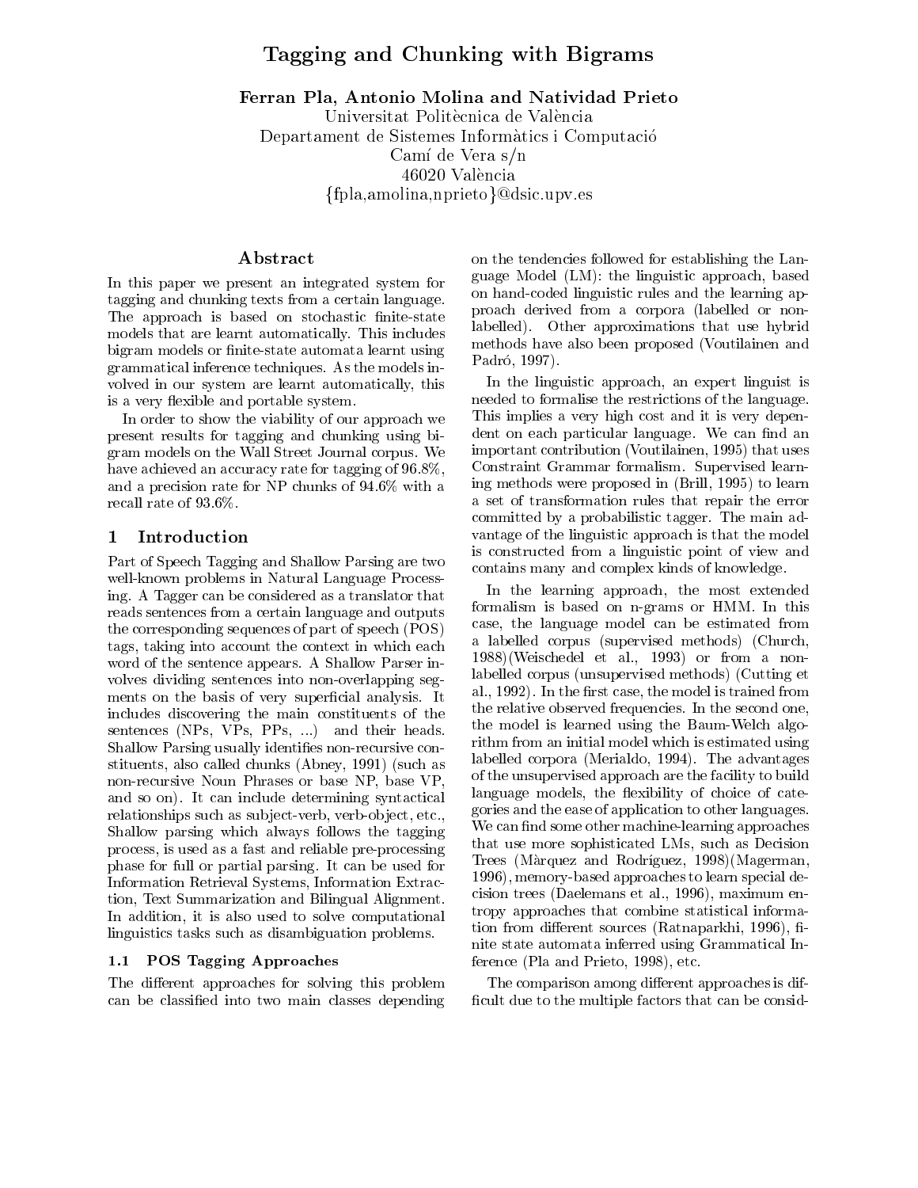# Tagging and Chunking with Bigrams

**Ferran Pla, Antonio Molina and Natividad Prieto**

Universitat Politècnica de València
Departament de Sistemes Informàtics i Computació
Camí de Vera s/n
46020 València
{fpla,amolina,nprieto}@dsic.upv.es

## Abstract

In this paper we present an integrated system for tagging and chunking texts from a certain language. The approach is based on stochastic finite-state models that are learnt automatically. This includes bigram models or finite-state automata learnt using grammatical inference techniques. As the models involved in our system are learnt automatically, this is a very flexible and portable system.

In order to show the viability of our approach we present results for tagging and chunking using bigram models on the Wall Street Journal corpus. We have achieved an accuracy rate for tagging of 96.8%, and a precision rate for NP chunks of 94.6% with a recall rate of 93.6%.

## 1 Introduction

Part of Speech Tagging and Shallow Parsing are two well-known problems in Natural Language Processing. A Tagger can be considered as a translator that reads sentences from a certain language and outputs the corresponding sequences of part of speech (POS) tags, taking into account the context in which each word of the sentence appears. A Shallow Parser involves dividing sentences into non-overlapping segments on the basis of very superficial analysis. It includes discovering the main constituents of the sentences (NPs, VPs, PPs, ...) and their heads. Shallow Parsing usually identifies non-recursive constituents, also called chunks (Abney, 1991) (such as non-recursive Noun Phrases or base NP, base VP, and so on). It can include determining syntactical relationships such as subject-verb, verb-object, etc., Shallow parsing which always follows the tagging process, is used as a fast and reliable pre-processing phase for full or partial parsing. It can be used for Information Retrieval Systems, Information Extraction, Text Summarization and Bilingual Alignment. In addition, it is also used to solve computational linguistics tasks such as disambiguation problems.

### 1.1 POS Tagging Approaches

The different approaches for solving this problem can be classified into two main classes depending on the tendencies followed for establishing the Language Model (LM): the linguistic approach, based on hand-coded linguistic rules and the learning approach derived from a corpora (labelled or non-labelled). Other approximations that use hybrid methods have also been proposed (Voutilainen and Padró, 1997).

In the linguistic approach, an expert linguist is needed to formalise the restrictions of the language. This implies a very high cost and it is very dependent on each particular language. We can find an important contribution (Voutilainen, 1995) that uses Constraint Grammar formalism. Supervised learning methods were proposed in (Brill, 1995) to learn a set of transformation rules that repair the error committed by a probabilistic tagger. The main advantage of the linguistic approach is that the model is constructed from a linguistic point of view and contains many and complex kinds of knowledge.

In the learning approach, the most extended formalism is based on n-grams or HMM. In this case, the language model can be estimated from a labelled corpus (supervised methods) (Church, 1988)(Weischedel et al., 1993) or from a non-labelled corpus (unsupervised methods) (Cutting et al., 1992). In the first case, the model is trained from the relative observed frequencies. In the second one, the model is learned using the Baum-Welch algorithm from an initial model which is estimated using labelled corpora (Merialdo, 1994). The advantages of the unsupervised approach are the facility to build language models, the flexibility of choice of categories and the ease of application to other languages. We can find some other machine-learning approaches that use more sophisticated LMs, such as Decision Trees (Màrquez and Rodríguez, 1998)(Magerman, 1996), memory-based approaches to learn special decision trees (Daelemans et al., 1996), maximum entropy approaches that combine statistical information from different sources (Ratnaparkhi, 1996), finite state automata inferred using Grammatical Inference (Pla and Prieto, 1998), etc.

The comparison among different approaches is difficult due to the multiple factors that can be consid-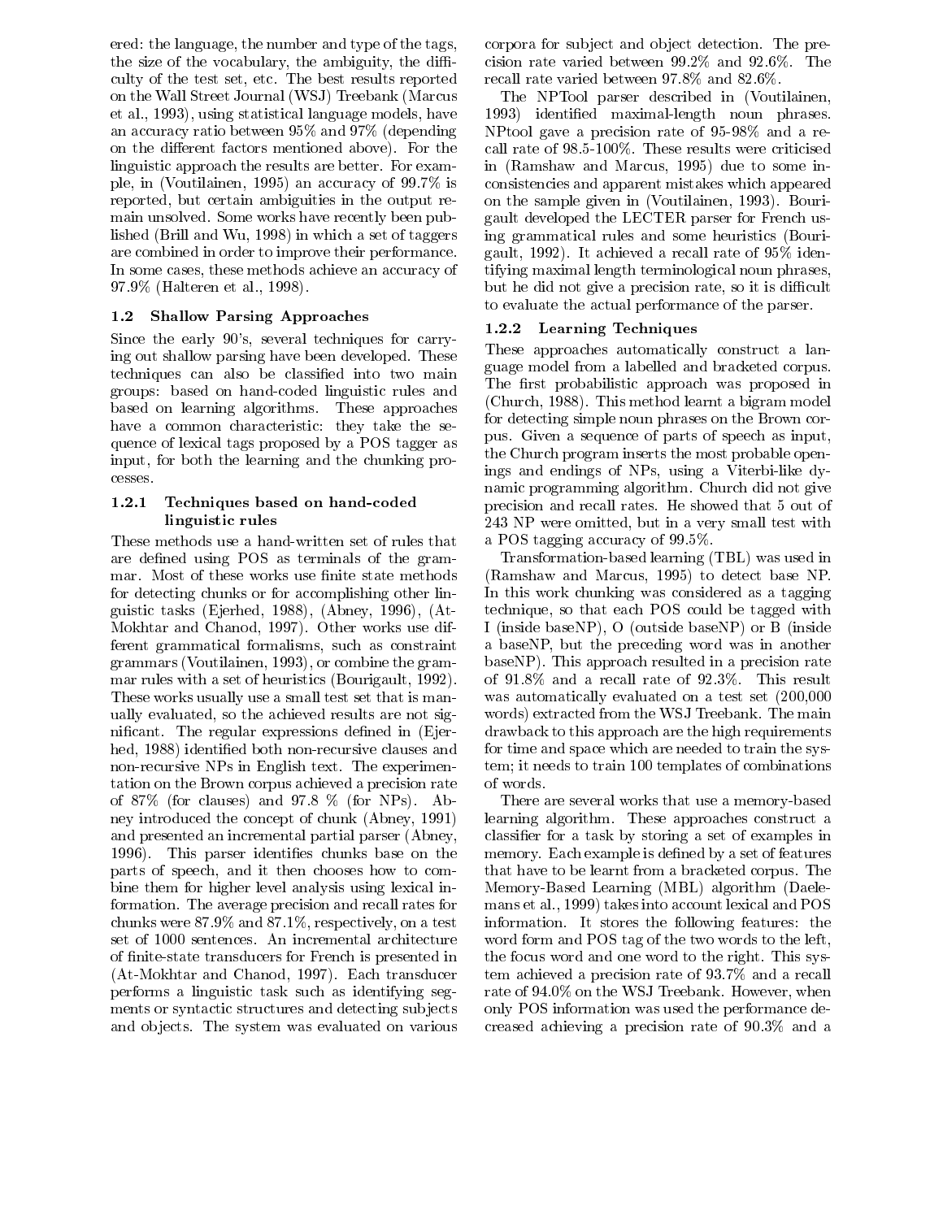ered: the language, the number and type of the tags, the size of the vocabulary, the ambiguity, the difficulty of the test set, etc. The best results reported on the Wall Street Journal (WSJ) Treebank (Marcus et al., 1993), using statistical language models, have an accuracy ratio between 95% and 97% (depending on the different factors mentioned above). For the linguistic approach the results are better. For example, in (Voutilainen, 1995) an accuracy of 99.7% is reported, but certain ambiguities in the output remain unsolved. Some works have recently been published (Brill and Wu, 1998) in which a set of taggers are combined in order to improve their performance. In some cases, these methods achieve an accuracy of 97.9% (Halteren et al., 1998).

### 1.2 Shallow Parsing Approaches

Since the early 90's, several techniques for carrying out shallow parsing have been developed. These techniques can also be classified into two main groups: based on hand-coded linguistic rules and based on learning algorithms. These approaches have a common characteristic: they take the sequence of lexical tags proposed by a POS tagger as input, for both the learning and the chunking processes.

#### 1.2.1 Techniques based on hand-coded linguistic rules

These methods use a hand-written set of rules that are defined using POS as terminals of the grammar. Most of these works use finite state methods for detecting chunks or for accomplishing other linguistic tasks (Ejerhed, 1988), (Abney, 1996), (At-Mokhtar and Chanod, 1997). Other works use different grammatical formalisms, such as constraint grammars (Voutilainen, 1993), or combine the grammar rules with a set of heuristics (Bourigault, 1992). These works usually use a small test set that is manually evaluated, so the achieved results are not significant. The regular expressions defined in (Ejerhed, 1988) identified both non-recursive clauses and non-recursive NPs in English text. The experimentation on the Brown corpus achieved a precision rate of 87% (for clauses) and 97.8 % (for NPs). Abney introduced the concept of chunk (Abney, 1991) and presented an incremental partial parser (Abney, 1996). This parser identifies chunks base on the parts of speech, and it then chooses how to combine them for higher level analysis using lexical information. The average precision and recall rates for chunks were 87.9% and 87.1%, respectively, on a test set of 1000 sentences. An incremental architecture of finite-state transducers for French is presented in (At-Mokhtar and Chanod, 1997). Each transducer performs a linguistic task such as identifying segments or syntactic structures and detecting subjects and objects. The system was evaluated on various corpora for subject and object detection. The precision rate varied between 99.2% and 92.6%. The recall rate varied between 97.8% and 82.6%.

The NPTool parser described in (Voutilainen, 1993) identified maximal-length noun phrases. NPtool gave a precision rate of 95-98% and a recall rate of 98.5-100%. These results were criticised in (Ramshaw and Marcus, 1995) due to some inconsistencies and apparent mistakes which appeared on the sample given in (Voutilainen, 1993). Bourigault developed the LECTER parser for French using grammatical rules and some heuristics (Bourigault, 1992). It achieved a recall rate of 95% identifying maximal length terminological noun phrases, but he did not give a precision rate, so it is difficult to evaluate the actual performance of the parser.

#### 1.2.2 Learning Techniques

These approaches automatically construct a language model from a labelled and bracketed corpus. The first probabilistic approach was proposed in (Church, 1988). This method learnt a bigram model for detecting simple noun phrases on the Brown corpus. Given a sequence of parts of speech as input, the Church program inserts the most probable openings and endings of NPs, using a Viterbi-like dynamic programming algorithm. Church did not give precision and recall rates. He showed that 5 out of 243 NP were omitted, but in a very small test with a POS tagging accuracy of 99.5%.

Transformation-based learning (TBL) was used in (Ramshaw and Marcus, 1995) to detect base NP. In this work chunking was considered as a tagging technique, so that each POS could be tagged with I (inside baseNP), O (outside baseNP) or B (inside a baseNP, but the preceding word was in another baseNP). This approach resulted in a precision rate of 91.8% and a recall rate of 92.3%. This result was automatically evaluated on a test set (200,000 words) extracted from the WSJ Treebank. The main drawback to this approach are the high requirements for time and space which are needed to train the system; it needs to train 100 templates of combinations of words.

There are several works that use a memory-based learning algorithm. These approaches construct a classifier for a task by storing a set of examples in memory. Each example is defined by a set of features that have to be learnt from a bracketed corpus. The Memory-Based Learning (MBL) algorithm (Daelemans et al., 1999) takes into account lexical and POS information. It stores the following features: the word form and POS tag of the two words to the left, the focus word and one word to the right. This system achieved a precision rate of 93.7% and a recall rate of 94.0% on the WSJ Treebank. However, when only POS information was used the performance decreased achieving a precision rate of 90.3% and a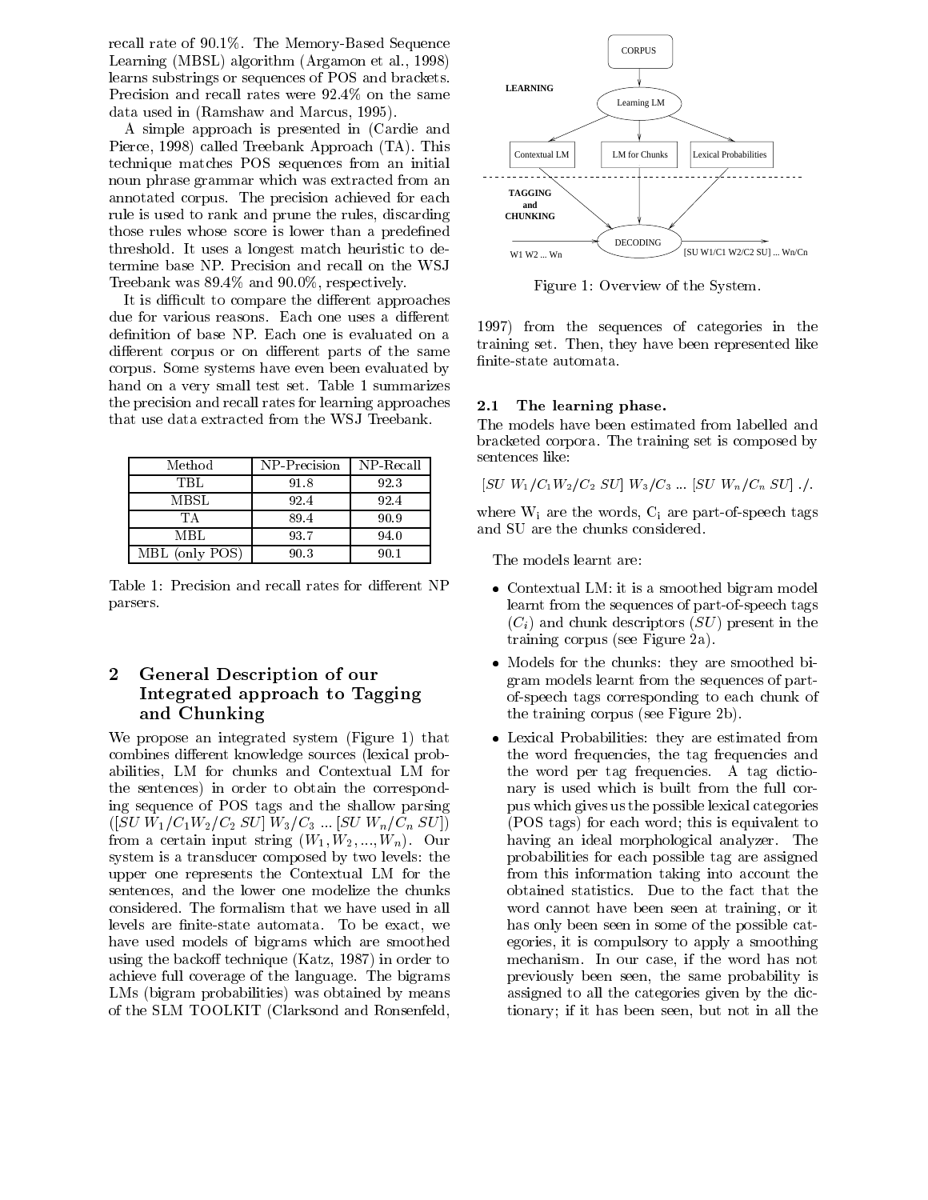recall rate of 90.1%. The Memory-Based Sequence Learning (MBSL) algorithm (Argamon et al., 1998) learns substrings or sequences of POS and brackets. Precision and recall rates were 92.4% on the same data used in (Ramshaw and Marcus, 1995).

A simple approach is presented in (Cardie and Pierce, 1998) called Treebank Approach (TA). This technique matches POS sequences from an initial noun phrase grammar which was extracted from an annotated corpus. The precision achieved for each rule is used to rank and prune the rules, discarding those rules whose score is lower than a predefined threshold. It uses a longest match heuristic to determine base NP. Precision and recall on the WSJ Treebank was 89.4% and 90.0%, respectively.

It is difficult to compare the different approaches due for various reasons. Each one uses a different definition of base NP. Each one is evaluated on a different corpus or on different parts of the same corpus. Some systems have even been evaluated by hand on a very small test set. Table 1 summarizes the precision and recall rates for learning approaches that use data extracted from the WSJ Treebank.

| Method | NP-Precision | NP-Recall |
| --- | --- | --- |
| TBL | 91.8 | 92.3 |
| MBSL | 92.4 | 92.4 |
| TA | 89.4 | 90.9 |
| MBL | 93.7 | 94.0 |
| MBL (only POS) | 90.3 | 90.1 |

Table 1: Precision and recall rates for different NP parsers.

## 2 General Description of our Integrated approach to Tagging and Chunking

We propose an integrated system (Figure 1) that combines different knowledge sources (lexical probabilities, LM for chunks and Contextual LM for the sentences) in order to obtain the corresponding sequence of POS tags and the shallow parsing ([*SU* $W_1/C_1 W_2/C_2$ *SU*] $W_3/C_3$ ... [*SU* $W_n/C_n$ *SU*]) from a certain input string ($W_1, W_2, ..., W_n$). Our system is a transducer composed by two levels: the upper one represents the Contextual LM for the sentences, and the lower one modelize the chunks considered. The formalism that we have used in all levels are finite-state automata. To be exact, we have used models of bigrams which are smoothed using the backoff technique (Katz, 1987) in order to achieve full coverage of the language. The bigrams LMs (bigram probabilities) was obtained by means of the SLM TOOLKIT (Clarksond and Ronsenfeld, 1997) from the sequences of categories in the training set. Then, they have been represented like finite-state automata.

Figure 1: Overview of the System.

### 2.1 The learning phase.

The models have been estimated from labelled and bracketed corpora. The training set is composed by sentences like:

[*SU* $W_1/C_1 W_2/C_2$ *SU*] $W_3/C_3$ ... [*SU* $W_n/C_n$ *SU*] ./.

where $W_i$ are the words, $C_i$ are part-of-speech tags and SU are the chunks considered.

The models learnt are:

- Contextual LM: it is a smoothed bigram model learnt from the sequences of part-of-speech tags ($C_i$) and chunk descriptors ($SU$) present in the training corpus (see Figure 2a).
- Models for the chunks: they are smoothed bigram models learnt from the sequences of part-of-speech tags corresponding to each chunk of the training corpus (see Figure 2b).
- Lexical Probabilities: they are estimated from the word frequencies, the tag frequencies and the word per tag frequencies. A tag dictionary is used which is built from the full corpus which gives us the possible lexical categories (POS tags) for each word; this is equivalent to having an ideal morphological analyzer. The probabilities for each possible tag are assigned from this information taking into account the obtained statistics. Due to the fact that the word cannot have been seen at training, or it has only been seen in some of the possible categories, it is compulsory to apply a smoothing mechanism. In our case, if the word has not previously been seen, the same probability is assigned to all the categories given by the dictionary; if it has been seen, but not in all the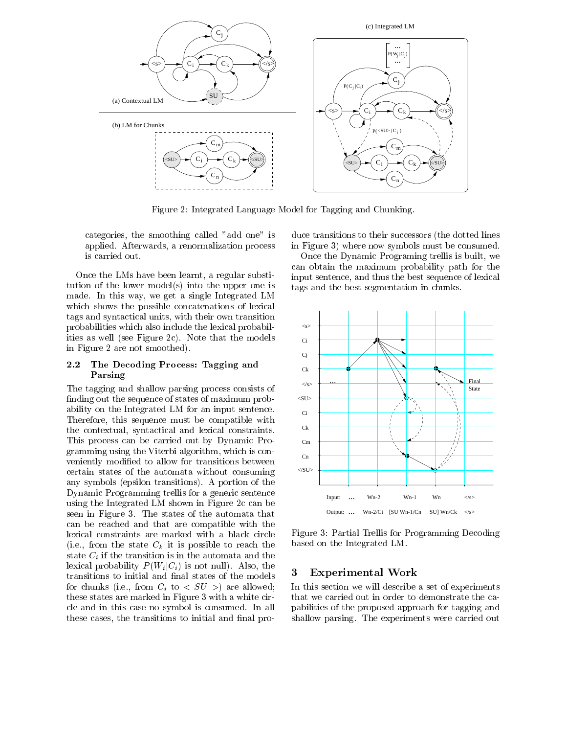Figure 2: Integrated Language Model for Tagging and Chunking.

categories, the smoothing called "add one" is applied. Afterwards, a renormalization process is carried out.

Once the LMs have been learnt, a regular substitution of the lower model(s) into the upper one is made. In this way, we get a single Integrated LM which shows the possible concatenations of lexical tags and syntactical units, with their own transition probabilities which also include the lexical probabilities as well (see Figure 2c). Note that the models in Figure 2 are not smoothed).

### 2.2 The Decoding Process: Tagging and Parsing

The tagging and shallow parsing process consists of finding out the sequence of states of maximum probability on the Integrated LM for an input sentence. Therefore, this sequence must be compatible with the contextual, syntactical and lexical constraints. This process can be carried out by Dynamic Programming using the Viterbi algorithm, which is conveniently modified to allow for transitions between certain states of the automata without consuming any symbols (epsilon transitions). A portion of the Dynamic Programming trellis for a generic sentence using the Integrated LM shown in Figure 2c can be seen in Figure 3. The states of the automata that can be reached and that are compatible with the lexical constraints are marked with a black circle (i.e., from the state $C_k$ it is possible to reach the state $C_i$ if the transition is in the automata and the lexical probability $P(W_i|C_i)$ is not null). Also, the transitions to initial and final states of the models for chunks (i.e., from $C_i$ to $<SU>$) are allowed; these states are marked in Figure 3 with a white circle and in this case no symbol is consumed. In all these cases, the transitions to initial and final produce transitions to their successors (the dotted lines in Figure 3) where now symbols must be consumed.

Once the Dynamic Programing trellis is built, we can obtain the maximum probability path for the input sentence, and thus the best sequence of lexical tags and the best segmentation in chunks.

Figure 3: Partial Trellis for Programming Decoding based on the Integrated LM.

## 3 Experimental Work

In this section we will describe a set of experiments that we carried out in order to demonstrate the capabilities of the proposed approach for tagging and shallow parsing. The experiments were carried out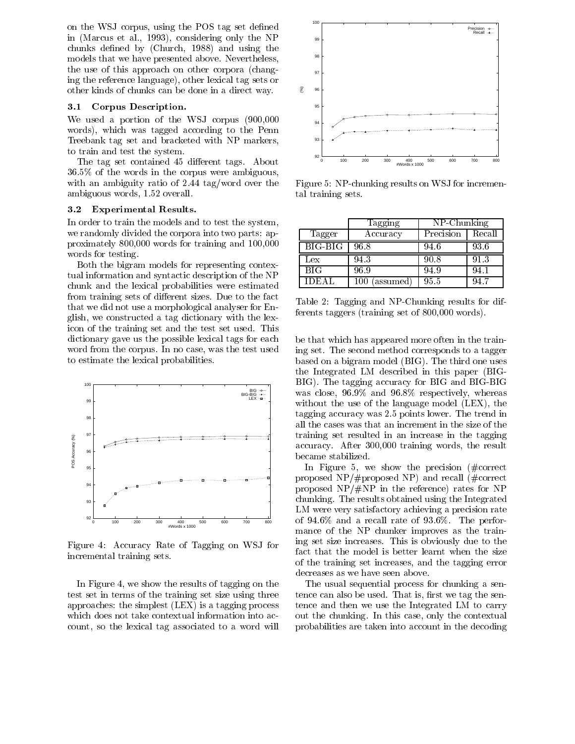on the WSJ corpus, using the POS tag set defined in (Marcus et al., 1993), considering only the NP chunks defined by (Church, 1988) and using the models that we have presented above. Nevertheless, the use of this approach on other corpora (changing the reference language), other lexical tag sets or other kinds of chunks can be done in a direct way.

### 3.1 Corpus Description.

We used a portion of the WSJ corpus (900,000 words), which was tagged according to the Penn Treebank tag set and bracketed with NP markers, to train and test the system.

The tag set contained 45 different tags. About 36.5% of the words in the corpus were ambiguous, with an ambiguity ratio of 2.44 tag/word over the ambiguous words, 1.52 overall.

### 3.2 Experimental Results.

In order to train the models and to test the system, we randomly divided the corpora into two parts: approximately 800,000 words for training and 100,000 words for testing.

Both the bigram models for representing contextual information and syntactic description of the NP chunk and the lexical probabilities were estimated from training sets of different sizes. Due to the fact that we did not use a morphological analyser for English, we constructed a tag dictionary with the lexicon of the training set and the test set used. This dictionary gave us the possible lexical tags for each word from the corpus. In no case, was the test used to estimate the lexical probabilities.

Figure 4: Accuracy Rate of Tagging on WSJ for incremental training sets.

In Figure 4, we show the results of tagging on the test set in terms of the training set size using three approaches: the simplest (LEX) is a tagging process which does not take contextual information into account, so the lexical tag associated to a word will be that which has appeared more often in the training set. The second method corresponds to a tagger based on a bigram model (BIG). The third one uses the Integrated LM described in this paper (BIG-BIG). The tagging accuracy for BIG and BIG-BIG was close, 96.9% and 96.8% respectively, whereas without the use of the language model (LEX), the tagging accuracy was 2.5 points lower. The trend in all the cases was that an increment in the size of the training set resulted in an increase in the tagging accuracy. After 300,000 training words, the result became stabilized.

Figure 5: NP-chunking results on WSJ for incremental training sets.

| | Tagging | NP-Chunking | |
|---|---|---|---|
| Tagger | Accuracy | Precision | Recall |
| BIG-BIG | 96.8 | 94.6 | 93.6 |
| Lex | 94.3 | 90.8 | 91.3 |
| BIG | 96.9 | 94.9 | 94.1 |
| IDEAL | 100 (assumed) | 95.5 | 94.7 |

Table 2: Tagging and NP-Chunking results for differents taggers (training set of 800,000 words).

In Figure 5, we show the precision (#correct proposed NP/#proposed NP) and recall (#correct proposed NP/#NP in the reference) rates for NP chunking. The results obtained using the Integrated LM were very satisfactory achieving a precision rate of 94.6% and a recall rate of 93.6%. The performance of the NP chunker improves as the training set size increases. This is obviously due to the fact that the model is better learnt when the size of the training set increases, and the tagging error decreases as we have seen above.

The usual sequential process for chunking a sentence can also be used. That is, first we tag the sentence and then we use the Integrated LM to carry out the chunking. In this case, only the contextual probabilities are taken into account in the decoding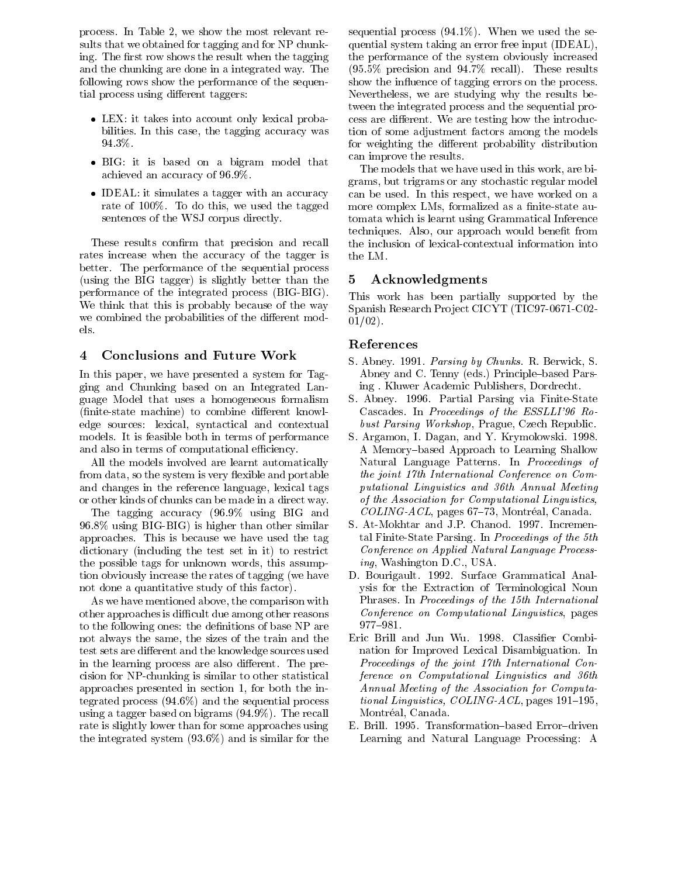process. In Table 2, we show the most relevant results that we obtained for tagging and for NP chunking. The first row shows the result when the tagging and the chunking are done in a integrated way. The following rows show the performance of the sequential process using different taggers:

- LEX: it takes into account only lexical probabilities. In this case, the tagging accuracy was 94.3%.
- BIG: it is based on a bigram model that achieved an accuracy of 96.9%.
- IDEAL: it simulates a tagger with an accuracy rate of 100%. To do this, we used the tagged sentences of the WSJ corpus directly.

These results confirm that precision and recall rates increase when the accuracy of the tagger is better. The performance of the sequential process (using the BIG tagger) is slightly better than the performance of the integrated process (BIG-BIG). We think that this is probably because of the way we combined the probabilities of the different models.

## 4 Conclusions and Future Work

In this paper, we have presented a system for Tagging and Chunking based on an Integrated Language Model that uses a homogeneous formalism (finite-state machine) to combine different knowledge sources: lexical, syntactical and contextual models. It is feasible both in terms of performance and also in terms of computational efficiency.

All the models involved are learnt automatically from data, so the system is very flexible and portable and changes in the reference language, lexical tags or other kinds of chunks can be made in a direct way.

The tagging accuracy (96.9% using BIG and 96.8% using BIG-BIG) is higher than other similar approaches. This is because we have used the tag dictionary (including the test set in it) to restrict the possible tags for unknown words, this assumption obviously increase the rates of tagging (we have not done a quantitative study of this factor).

As we have mentioned above, the comparison with other approaches is difficult due among other reasons to the following ones: the definitions of base NP are not always the same, the sizes of the train and the test sets are different and the knowledge sources used in the learning process are also different. The precision for NP-chunking is similar to other statistical approaches presented in section 1, for both the integrated process (94.6%) and the sequential process using a tagger based on bigrams (94.9%). The recall rate is slightly lower than for some approaches using the integrated system (93.6%) and is similar for the sequential process (94.1%). When we used the sequential system taking an error free input (IDEAL), the performance of the system obviously increased (95.5% precision and 94.7% recall). These results show the influence of tagging errors on the process. Nevertheless, we are studying why the results between the integrated process and the sequential process are different. We are testing how the introduction of some adjustment factors among the models for weighting the different probability distribution can improve the results.

The models that we have used in this work, are bigrams, but trigrams or any stochastic regular model can be used. In this respect, we have worked on a more complex LMs, formalized as a finite-state automata which is learnt using Grammatical Inference techniques. Also, our approach would benefit from the inclusion of lexical-contextual information into the LM.

## 5 Acknowledgments

This work has been partially supported by the Spanish Research Project CICYT (TIC97-0671-C02-01/02).

## References

S. Abney. 1991. *Parsing by Chunks*. R. Berwick, S. Abney and C. Tenny (eds.) Principle–based Parsing . Kluwer Academic Publishers, Dordrecht.

S. Abney. 1996. Partial Parsing via Finite-State Cascades. In *Proceedings of the ESSLLI'96 Robust Parsing Workshop*, Prague, Czech Republic.

S. Argamon, I. Dagan, and Y. Krymolowski. 1998. A Memory–based Approach to Learning Shallow Natural Language Patterns. In *Proceedings of the joint 17th International Conference on Computational Linguistics and 36th Annual Meeting of the Association for Computational Linguistics, COLING-ACL*, pages 67–73, Montréal, Canada.

S. At-Mokhtar and J.P. Chanod. 1997. Incremental Finite-State Parsing. In *Proceedings of the 5th Conference on Applied Natural Language Processing*, Washington D.C., USA.

D. Bourigault. 1992. Surface Grammatical Analysis for the Extraction of Terminological Noun Phrases. In *Proceedings of the 15th International Conference on Computational Linguistics*, pages 977–981.

Eric Brill and Jun Wu. 1998. Classifier Combination for Improved Lexical Disambiguation. In *Proceedings of the joint 17th International Conference on Computational Linguistics and 36th Annual Meeting of the Association for Computational Linguistics, COLING-ACL*, pages 191–195, Montréal, Canada.

E. Brill. 1995. Transformation–based Error–driven Learning and Natural Language Processing: A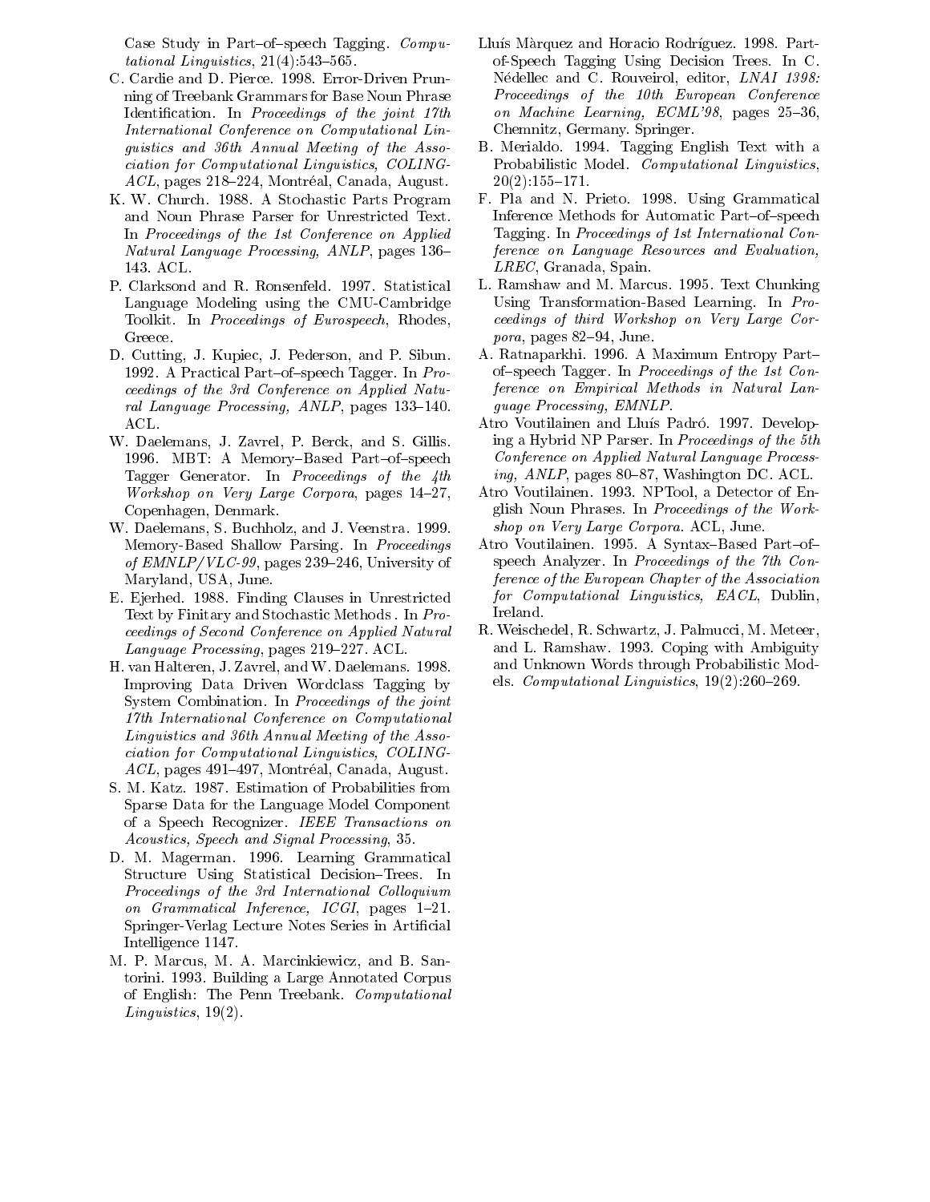Case Study in Part–of–speech Tagging. *Computational Linguistics*, 21(4):543–565.

C. Cardie and D. Pierce. 1998. Error-Driven Pruning of Treebank Grammars for Base Noun Phrase Identification. In *Proceedings of the joint 17th International Conference on Computational Linguistics and 36th Annual Meeting of the Association for Computational Linguistics, COLING-ACL*, pages 218–224, Montréal, Canada, August.

K. W. Church. 1988. A Stochastic Parts Program and Noun Phrase Parser for Unrestricted Text. In *Proceedings of the 1st Conference on Applied Natural Language Processing, ANLP*, pages 136–143. ACL.

P. Clarksond and R. Ronsenfeld. 1997. Statistical Language Modeling using the CMU-Cambridge Toolkit. In *Proceedings of Eurospeech*, Rhodes, Greece.

D. Cutting, J. Kupiec, J. Pederson, and P. Sibun. 1992. A Practical Part–of–speech Tagger. In *Proceedings of the 3rd Conference on Applied Natural Language Processing, ANLP*, pages 133–140. ACL.

W. Daelemans, J. Zavrel, P. Berck, and S. Gillis. 1996. MBT: A Memory–Based Part–of–speech Tagger Generator. In *Proceedings of the 4th Workshop on Very Large Corpora*, pages 14–27, Copenhagen, Denmark.

W. Daelemans, S. Buchholz, and J. Veenstra. 1999. Memory-Based Shallow Parsing. In *Proceedings of EMNLP/VLC-99*, pages 239–246, University of Maryland, USA, June.

E. Ejerhed. 1988. Finding Clauses in Unrestricted Text by Finitary and Stochastic Methods . In *Proceedings of Second Conference on Applied Natural Language Processing*, pages 219–227. ACL.

H. van Halteren, J. Zavrel, and W. Daelemans. 1998. Improving Data Driven Wordclass Tagging by System Combination. In *Proceedings of the joint 17th International Conference on Computational Linguistics and 36th Annual Meeting of the Association for Computational Linguistics, COLING-ACL*, pages 491–497, Montréal, Canada, August.

S. M. Katz. 1987. Estimation of Probabilities from Sparse Data for the Language Model Component of a Speech Recognizer. *IEEE Transactions on Acoustics, Speech and Signal Processing*, 35.

D. M. Magerman. 1996. Learning Grammatical Structure Using Statistical Decision–Trees. In *Proceedings of the 3rd International Colloquium on Grammatical Inference, ICGI*, pages 1–21. Springer-Verlag Lecture Notes Series in Artificial Intelligence 1147.

M. P. Marcus, M. A. Marcinkiewicz, and B. Santorini. 1993. Building a Large Annotated Corpus of English: The Penn Treebank. *Computational Linguistics*, 19(2).

Lluís Màrquez and Horacio Rodríguez. 1998. Part-of-Speech Tagging Using Decision Trees. In C. Nédellec and C. Rouveirol, editor, *LNAI 1398: Proceedings of the 10th European Conference on Machine Learning, ECML'98*, pages 25–36, Chemnitz, Germany. Springer.

B. Merialdo. 1994. Tagging English Text with a Probabilistic Model. *Computational Linguistics*, 20(2):155–171.

F. Pla and N. Prieto. 1998. Using Grammatical Inference Methods for Automatic Part–of–speech Tagging. In *Proceedings of 1st International Conference on Language Resources and Evaluation, LREC*, Granada, Spain.

L. Ramshaw and M. Marcus. 1995. Text Chunking Using Transformation-Based Learning. In *Proceedings of third Workshop on Very Large Corpora*, pages 82–94, June.

A. Ratnaparkhi. 1996. A Maximum Entropy Part–of–speech Tagger. In *Proceedings of the 1st Conference on Empirical Methods in Natural Language Processing, EMNLP*.

Atro Voutilainen and Lluís Padró. 1997. Developing a Hybrid NP Parser. In *Proceedings of the 5th Conference on Applied Natural Language Processing, ANLP*, pages 80–87, Washington DC. ACL.

Atro Voutilainen. 1993. NPTool, a Detector of English Noun Phrases. In *Proceedings of the Workshop on Very Large Corpora*. ACL, June.

Atro Voutilainen. 1995. A Syntax–Based Part–of–speech Analyzer. In *Proceedings of the 7th Conference of the European Chapter of the Association for Computational Linguistics, EACL*, Dublin, Ireland.

R. Weischedel, R. Schwartz, J. Palmucci, M. Meteer, and L. Ramshaw. 1993. Coping with Ambiguity and Unknown Words through Probabilistic Models. *Computational Linguistics*, 19(2):260–269.